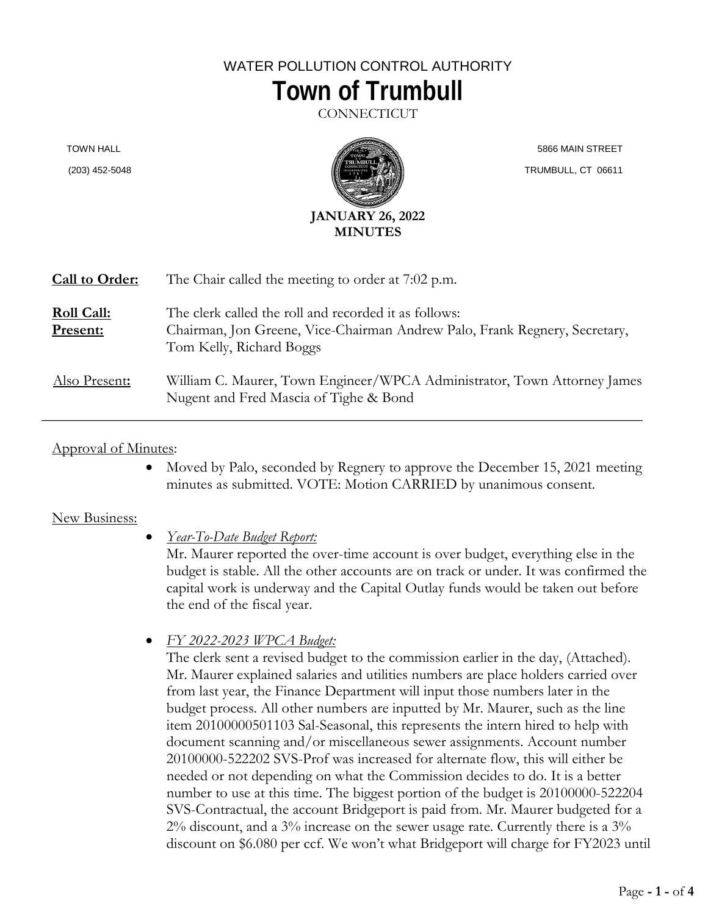WATER POLLUTION CONTROL AUTHORITY

# Town of Trumbull

CONNECTICUT

TOWN HALL
(203) 452-5048

5866 MAIN STREET
TRUMBULL, CT 06611

**JANUARY 26, 2022**
**MINUTES**

**Call to Order:** The Chair called the meeting to order at 7:02 p.m.

**Roll Call:**
**Present:** The clerk called the roll and recorded it as follows:
Chairman, Jon Greene, Vice-Chairman Andrew Palo, Frank Regnery, Secretary, Tom Kelly, Richard Boggs

Also Present**:** William C. Maurer, Town Engineer/WPCA Administrator, Town Attorney James Nugent and Fred Mascia of Tighe & Bond

---

Approval of Minutes:

- Moved by Palo, seconded by Regnery to approve the December 15, 2021 meeting minutes as submitted. VOTE: Motion CARRIED by unanimous consent.

New Business:

- *Year-To-Date Budget Report:*
  Mr. Maurer reported the over-time account is over budget, everything else in the budget is stable. All the other accounts are on track or under. It was confirmed the capital work is underway and the Capital Outlay funds would be taken out before the end of the fiscal year.

- *FY 2022-2023 WPCA Budget:*
  The clerk sent a revised budget to the commission earlier in the day, (Attached). Mr. Maurer explained salaries and utilities numbers are place holders carried over from last year, the Finance Department will input those numbers later in the budget process. All other numbers are inputted by Mr. Maurer, such as the line item 20100000501103 Sal-Seasonal, this represents the intern hired to help with document scanning and/or miscellaneous sewer assignments. Account number 20100000-522202 SVS-Prof was increased for alternate flow, this will either be needed or not depending on what the Commission decides to do. It is a better number to use at this time. The biggest portion of the budget is 20100000-522204 SVS-Contractual, the account Bridgeport is paid from. Mr. Maurer budgeted for a 2% discount, and a 3% increase on the sewer usage rate. Currently there is a 3% discount on $6.080 per ccf. We won't what Bridgeport will charge for FY2023 until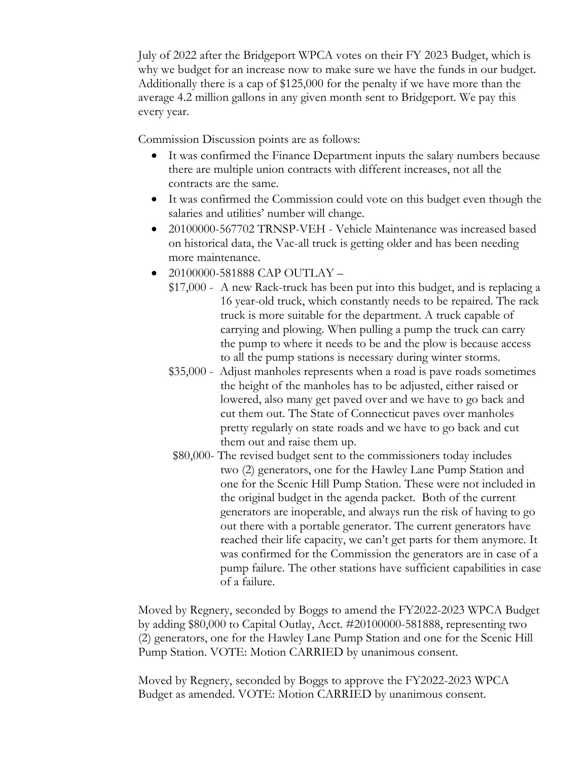July of 2022 after the Bridgeport WPCA votes on their FY 2023 Budget, which is why we budget for an increase now to make sure we have the funds in our budget. Additionally there is a cap of $125,000 for the penalty if we have more than the average 4.2 million gallons in any given month sent to Bridgeport. We pay this every year.

Commission Discussion points are as follows:

- It was confirmed the Finance Department inputs the salary numbers because there are multiple union contracts with different increases, not all the contracts are the same.
- It was confirmed the Commission could vote on this budget even though the salaries and utilities' number will change.
- 20100000-567702 TRNSP-VEH - Vehicle Maintenance was increased based on historical data, the Vac-all truck is getting older and has been needing more maintenance.
- 20100000-581888 CAP OUTLAY –
  - $17,000 - A new Rack-truck has been put into this budget, and is replacing a 16 year-old truck, which constantly needs to be repaired. The rack truck is more suitable for the department. A truck capable of carrying and plowing. When pulling a pump the truck can carry the pump to where it needs to be and the plow is because access to all the pump stations is necessary during winter storms.
  - $35,000 - Adjust manholes represents when a road is pave roads sometimes the height of the manholes has to be adjusted, either raised or lowered, also many get paved over and we have to go back and cut them out. The State of Connecticut paves over manholes pretty regularly on state roads and we have to go back and cut them out and raise them up.
  - $80,000- The revised budget sent to the commissioners today includes two (2) generators, one for the Hawley Lane Pump Station and one for the Scenic Hill Pump Station. These were not included in the original budget in the agenda packet. Both of the current generators are inoperable, and always run the risk of having to go out there with a portable generator. The current generators have reached their life capacity, we can't get parts for them anymore. It was confirmed for the Commission the generators are in case of a pump failure. The other stations have sufficient capabilities in case of a failure.

Moved by Regnery, seconded by Boggs to amend the FY2022-2023 WPCA Budget by adding $80,000 to Capital Outlay, Acct. #20100000-581888, representing two (2) generators, one for the Hawley Lane Pump Station and one for the Scenic Hill Pump Station. VOTE: Motion CARRIED by unanimous consent.

Moved by Regnery, seconded by Boggs to approve the FY2022-2023 WPCA Budget as amended. VOTE: Motion CARRIED by unanimous consent.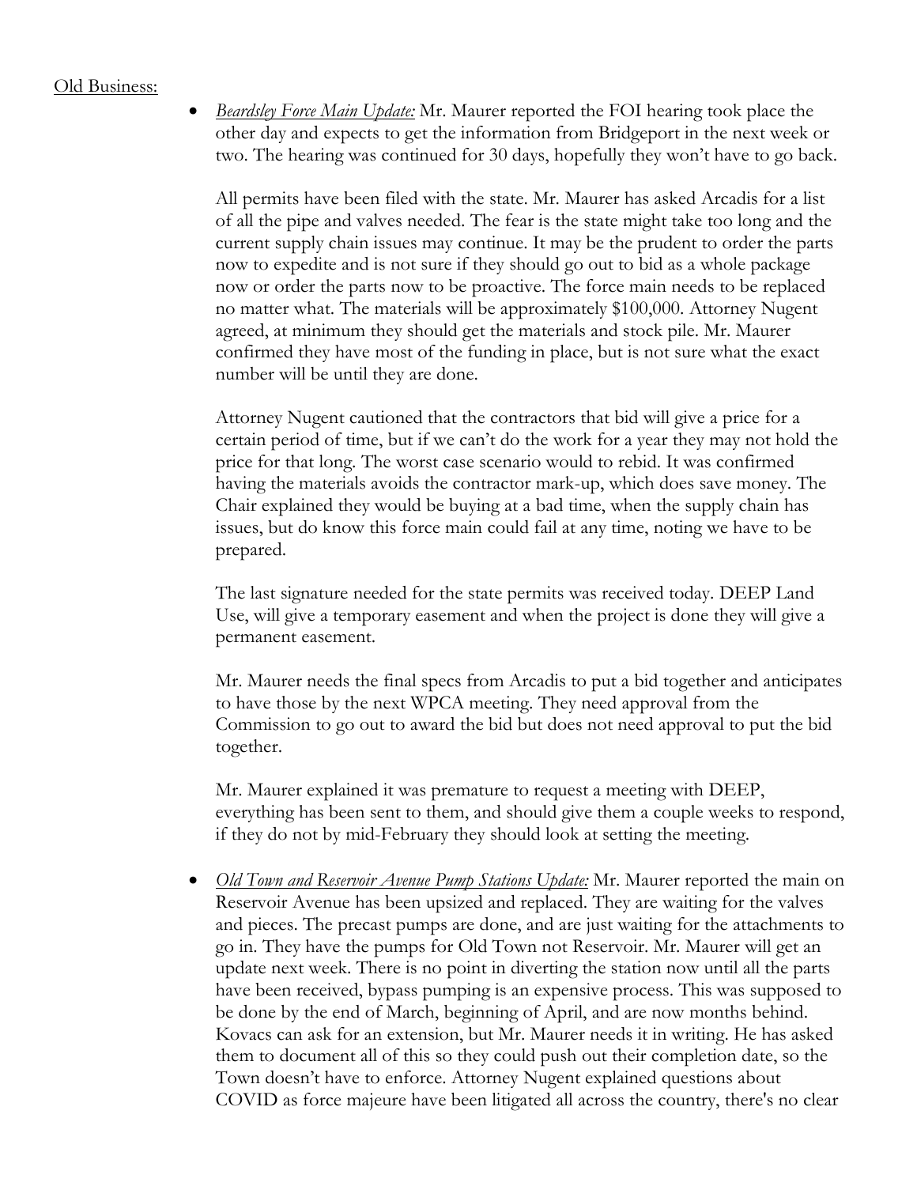Old Business:

- *Beardsley Force Main Update:* Mr. Maurer reported the FOI hearing took place the other day and expects to get the information from Bridgeport in the next week or two. The hearing was continued for 30 days, hopefully they won't have to go back.

  All permits have been filed with the state. Mr. Maurer has asked Arcadis for a list of all the pipe and valves needed. The fear is the state might take too long and the current supply chain issues may continue. It may be the prudent to order the parts now to expedite and is not sure if they should go out to bid as a whole package now or order the parts now to be proactive. The force main needs to be replaced no matter what. The materials will be approximately $100,000. Attorney Nugent agreed, at minimum they should get the materials and stock pile. Mr. Maurer confirmed they have most of the funding in place, but is not sure what the exact number will be until they are done.

  Attorney Nugent cautioned that the contractors that bid will give a price for a certain period of time, but if we can't do the work for a year they may not hold the price for that long. The worst case scenario would to rebid. It was confirmed having the materials avoids the contractor mark-up, which does save money. The Chair explained they would be buying at a bad time, when the supply chain has issues, but do know this force main could fail at any time, noting we have to be prepared.

  The last signature needed for the state permits was received today. DEEP Land Use, will give a temporary easement and when the project is done they will give a permanent easement.

  Mr. Maurer needs the final specs from Arcadis to put a bid together and anticipates to have those by the next WPCA meeting. They need approval from the Commission to go out to award the bid but does not need approval to put the bid together.

  Mr. Maurer explained it was premature to request a meeting with DEEP, everything has been sent to them, and should give them a couple weeks to respond, if they do not by mid-February they should look at setting the meeting.

- *Old Town and Reservoir Avenue Pump Stations Update:* Mr. Maurer reported the main on Reservoir Avenue has been upsized and replaced. They are waiting for the valves and pieces. The precast pumps are done, and are just waiting for the attachments to go in. They have the pumps for Old Town not Reservoir. Mr. Maurer will get an update next week. There is no point in diverting the station now until all the parts have been received, bypass pumping is an expensive process. This was supposed to be done by the end of March, beginning of April, and are now months behind. Kovacs can ask for an extension, but Mr. Maurer needs it in writing. He has asked them to document all of this so they could push out their completion date, so the Town doesn't have to enforce. Attorney Nugent explained questions about COVID as force majeure have been litigated all across the country, there's no clear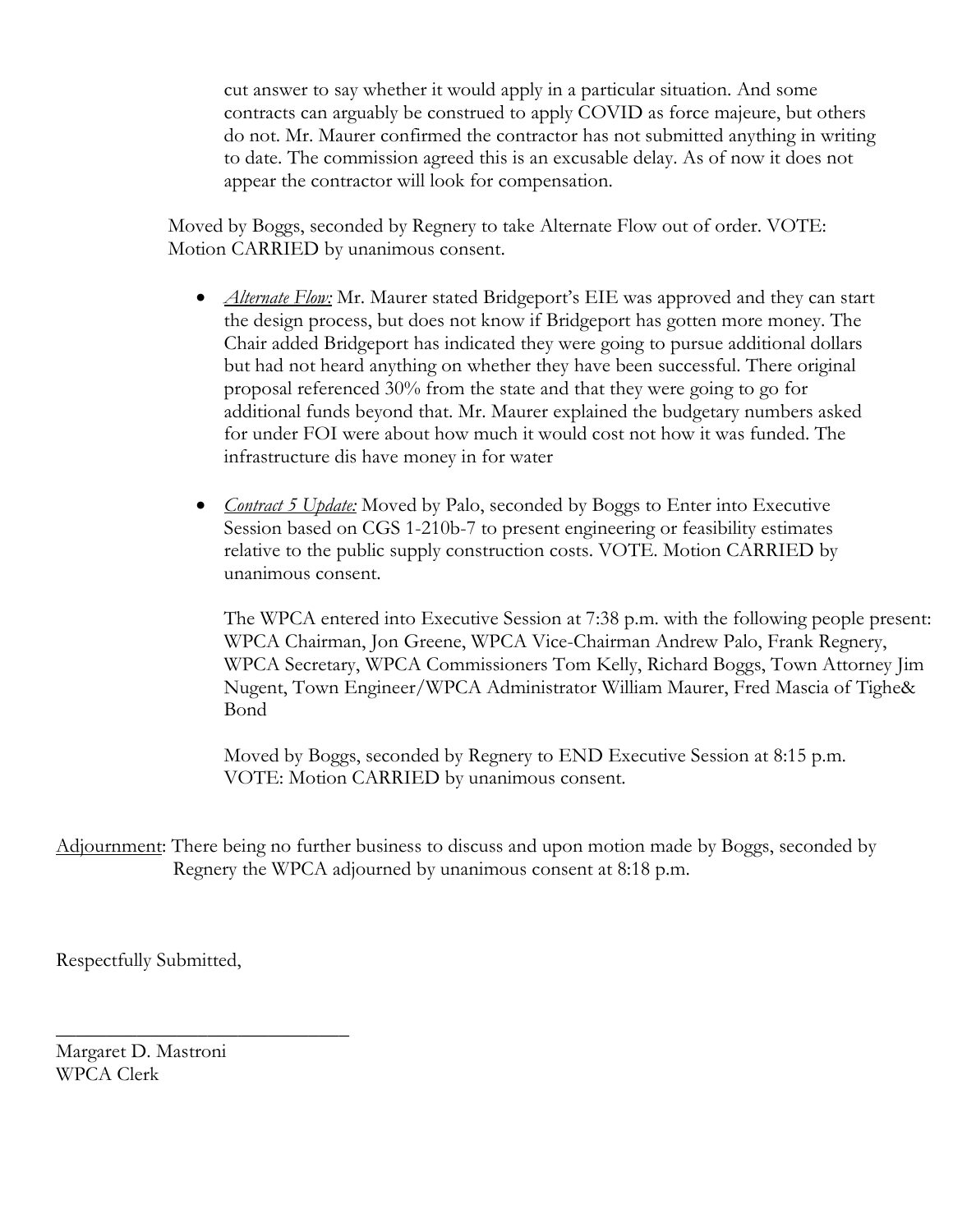cut answer to say whether it would apply in a particular situation. And some contracts can arguably be construed to apply COVID as force majeure, but others do not. Mr. Maurer confirmed the contractor has not submitted anything in writing to date. The commission agreed this is an excusable delay. As of now it does not appear the contractor will look for compensation.

Moved by Boggs, seconded by Regnery to take Alternate Flow out of order. VOTE: Motion CARRIED by unanimous consent.

- *Alternate Flow:* Mr. Maurer stated Bridgeport's EIE was approved and they can start the design process, but does not know if Bridgeport has gotten more money. The Chair added Bridgeport has indicated they were going to pursue additional dollars but had not heard anything on whether they have been successful. There original proposal referenced 30% from the state and that they were going to go for additional funds beyond that. Mr. Maurer explained the budgetary numbers asked for under FOI were about how much it would cost not how it was funded. The infrastructure dis have money in for water

- *Contract 5 Update:* Moved by Palo, seconded by Boggs to Enter into Executive Session based on CGS 1-210b-7 to present engineering or feasibility estimates relative to the public supply construction costs. VOTE. Motion CARRIED by unanimous consent.

  The WPCA entered into Executive Session at 7:38 p.m. with the following people present: WPCA Chairman, Jon Greene, WPCA Vice-Chairman Andrew Palo, Frank Regnery, WPCA Secretary, WPCA Commissioners Tom Kelly, Richard Boggs, Town Attorney Jim Nugent, Town Engineer/WPCA Administrator William Maurer, Fred Mascia of Tighe& Bond

  Moved by Boggs, seconded by Regnery to END Executive Session at 8:15 p.m. VOTE: Motion CARRIED by unanimous consent.

Adjournment: There being no further business to discuss and upon motion made by Boggs, seconded by Regnery the WPCA adjourned by unanimous consent at 8:18 p.m.

Respectfully Submitted,

\_\_\_\_\_\_\_\_\_\_\_\_\_\_\_\_\_\_\_\_\_\_\_\_\_\_\_\_\_\_

Margaret D. Mastroni
WPCA Clerk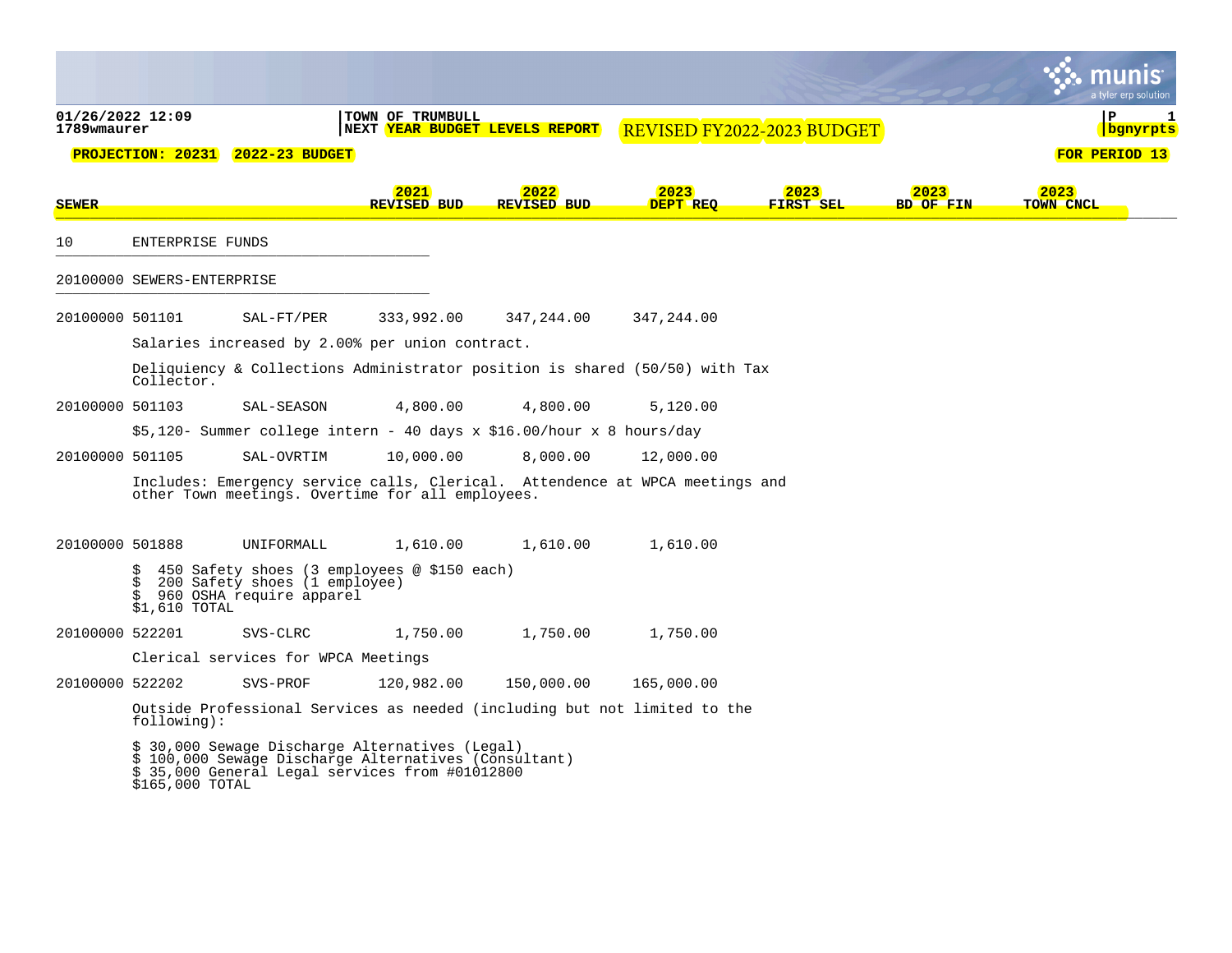**01/26/2022 12:09**
**1789wmaurer**

**TOWN OF TRUMBULL**
**NEXT YEAR BUDGET LEVELS REPORT**

REVISED FY2022-2023 BUDGET

**PROJECTION: 20231 2022-23 BUDGET**

**FOR PERIOD 13**

| SEWER | | | 2021 REVISED BUD | 2022 REVISED BUD | 2023 DEPT REQ | 2023 FIRST SEL | 2023 BD OF FIN | 2023 TOWN CNCL |
|---|---|---|---|---|---|---|---|---|
| 10 | ENTERPRISE FUNDS | | | | | | | |
| 20100000 | SEWERS-ENTERPRISE | | | | | | | |
| 20100000 501101 | | SAL-FT/PER | 333,992.00 | 347,244.00 | 347,244.00 | | | |
| 20100000 501103 | | SAL-SEASON | 4,800.00 | 4,800.00 | 5,120.00 | | | |
| 20100000 501105 | | SAL-OVRTIM | 10,000.00 | 8,000.00 | 12,000.00 | | | |
| 20100000 501888 | | UNIFORMALL | 1,610.00 | 1,610.00 | 1,610.00 | | | |
| 20100000 522201 | | SVS-CLRC | 1,750.00 | 1,750.00 | 1,750.00 | | | |
| 20100000 522202 | | SVS-PROF | 120,982.00 | 150,000.00 | 165,000.00 | | | |

**20100000 501101 SAL-FT/PER**

Salaries increased by 2.00% per union contract.

Deliquiency & Collections Administrator position is shared (50/50) with Tax Collector.

**20100000 501103 SAL-SEASON**

$5,120- Summer college intern - 40 days x $16.00/hour x 8 hours/day

**20100000 501105 SAL-OVRTIM**

Includes: Emergency service calls, Clerical. Attendence at WPCA meetings and other Town meetings. Overtime for all employees.

**20100000 501888 UNIFORMALL**

$ 450 Safety shoes (3 employees @ $150 each)
$ 200 Safety shoes (1 employee)
$ 960 OSHA require apparel
$1,610 TOTAL

**20100000 522201 SVS-CLRC**

Clerical services for WPCA Meetings

**20100000 522202 SVS-PROF**

Outside Professional Services as needed (including but not limited to the following):

$ 30,000 Sewage Discharge Alternatives (Legal)
$ 100,000 Sewage Discharge Alternatives (Consultant)
$ 35,000 General Legal services from #01012800
$165,000 TOTAL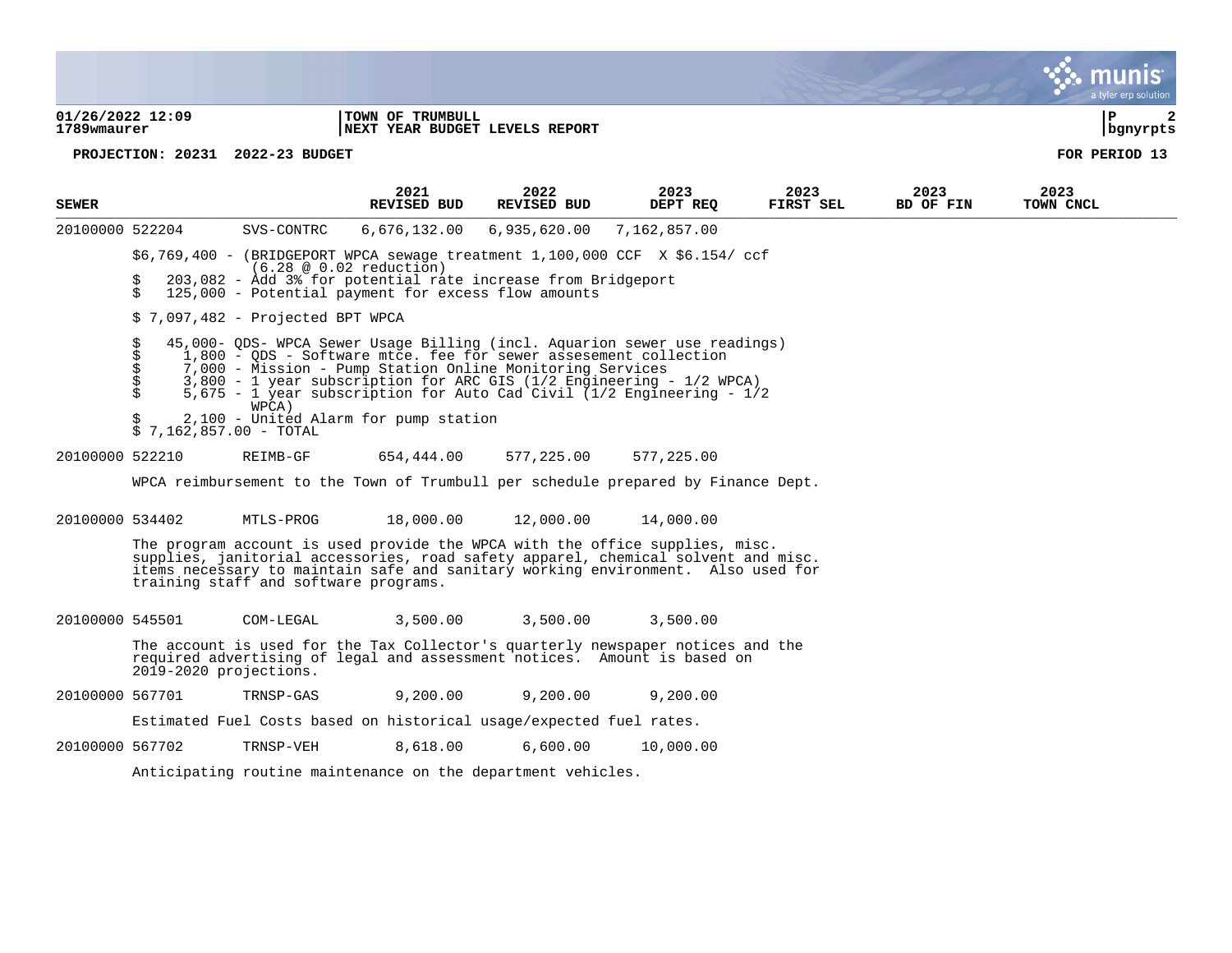**01/26/2022 12:09** | **TOWN OF TRUMBULL**
**1789wmaurer** | **NEXT YEAR BUDGET LEVELS REPORT**

**PROJECTION: 20231 2022-23 BUDGET** — **FOR PERIOD 13**

| SEWER | | | 2021 REVISED BUD | 2022 REVISED BUD | 2023 DEPT REQ | 2023 FIRST SEL | 2023 BD OF FIN | 2023 TOWN CNCL |
|---|---|---|---|---|---|---|---|---|
| 20100000 | 522204 | SVS-CONTRC | 6,676,132.00 | 6,935,620.00 | 7,162,857.00 | | | |

$6,769,400 - (BRIDGEPORT WPCA sewage treatment 1,100,000 CCF X $6.154/ ccf (6.28 @ 0.02 reduction)
$ 203,082 - Add 3% for potential rate increase from Bridgeport
$ 125,000 - Potential payment for excess flow amounts

$ 7,097,482 - Projected BPT WPCA

$ 45,000- QDS- WPCA Sewer Usage Billing (incl. Aquarion sewer use readings)
$ 1,800 - QDS - Software mtce. fee for sewer assesement collection
$ 7,000 - Mission - Pump Station Online Monitoring Services
$ 3,800 - 1 year subscription for ARC GIS (1/2 Engineering - 1/2 WPCA)
$ 5,675 - 1 year subscription for Auto Cad Civil (1/2 Engineering - 1/2 WPCA)
$ 2,100 - United Alarm for pump station
$ 7,162,857.00 - TOTAL

| SEWER | | | 2021 REVISED BUD | 2022 REVISED BUD | 2023 DEPT REQ | 2023 FIRST SEL | 2023 BD OF FIN | 2023 TOWN CNCL |
|---|---|---|---|---|---|---|---|---|
| 20100000 | 522210 | REIMB-GF | 654,444.00 | 577,225.00 | 577,225.00 | | | |

WPCA reimbursement to the Town of Trumbull per schedule prepared by Finance Dept.

| SEWER | | | 2021 REVISED BUD | 2022 REVISED BUD | 2023 DEPT REQ | 2023 FIRST SEL | 2023 BD OF FIN | 2023 TOWN CNCL |
|---|---|---|---|---|---|---|---|---|
| 20100000 | 534402 | MTLS-PROG | 18,000.00 | 12,000.00 | 14,000.00 | | | |

The program account is used provide the WPCA with the office supplies, misc. supplies, janitorial accessories, road safety apparel, chemical solvent and misc. items necessary to maintain safe and sanitary working environment. Also used for training staff and software programs.

| SEWER | | | 2021 REVISED BUD | 2022 REVISED BUD | 2023 DEPT REQ | 2023 FIRST SEL | 2023 BD OF FIN | 2023 TOWN CNCL |
|---|---|---|---|---|---|---|---|---|
| 20100000 | 545501 | COM-LEGAL | 3,500.00 | 3,500.00 | 3,500.00 | | | |

The account is used for the Tax Collector's quarterly newspaper notices and the required advertising of legal and assessment notices. Amount is based on 2019-2020 projections.

| SEWER | | | 2021 REVISED BUD | 2022 REVISED BUD | 2023 DEPT REQ | 2023 FIRST SEL | 2023 BD OF FIN | 2023 TOWN CNCL |
|---|---|---|---|---|---|---|---|---|
| 20100000 | 567701 | TRNSP-GAS | 9,200.00 | 9,200.00 | 9,200.00 | | | |

Estimated Fuel Costs based on historical usage/expected fuel rates.

| SEWER | | | 2021 REVISED BUD | 2022 REVISED BUD | 2023 DEPT REQ | 2023 FIRST SEL | 2023 BD OF FIN | 2023 TOWN CNCL |
|---|---|---|---|---|---|---|---|---|
| 20100000 | 567702 | TRNSP-VEH | 8,618.00 | 6,600.00 | 10,000.00 | | | |

Anticipating routine maintenance on the department vehicles.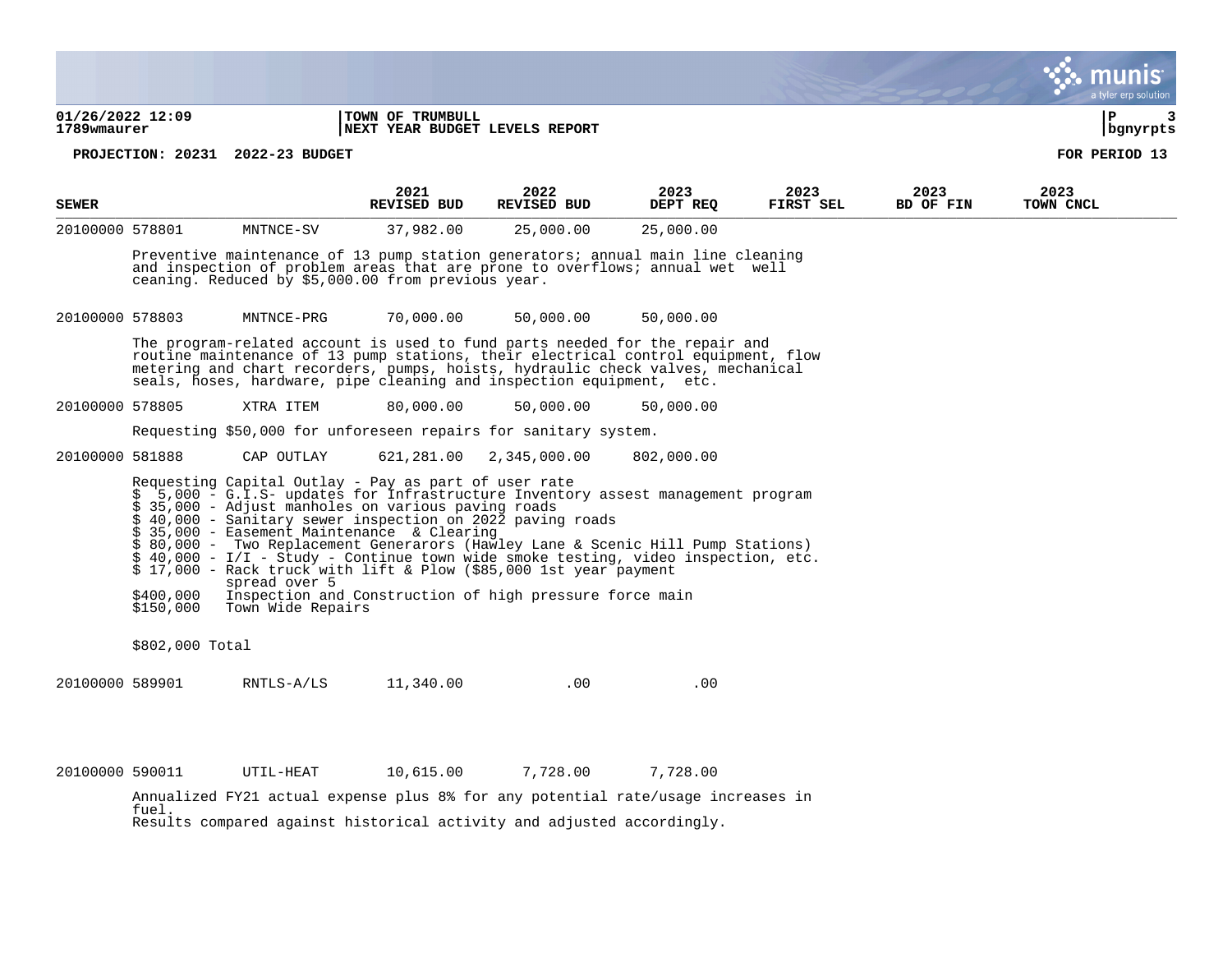**TOWN OF TRUMBULL**
**NEXT YEAR BUDGET LEVELS REPORT**

**PROJECTION: 20231 2022-23 BUDGET** **FOR PERIOD 13**

| SEWER | | 2021 REVISED BUD | 2022 REVISED BUD | 2023 DEPT REQ | 2023 FIRST SEL | 2023 BD OF FIN | 2023 TOWN CNCL |
|---|---|---|---|---|---|---|---|
| 20100000 578801 | MNTNCE-SV | 37,982.00 | 25,000.00 | 25,000.00 | | | |

Preventive maintenance of 13 pump station generators; annual main line cleaning and inspection of problem areas that are prone to overflows; annual wet well ceaning. Reduced by $5,000.00 from previous year.

| SEWER | | 2021 REVISED BUD | 2022 REVISED BUD | 2023 DEPT REQ | 2023 FIRST SEL | 2023 BD OF FIN | 2023 TOWN CNCL |
|---|---|---|---|---|---|---|---|
| 20100000 578803 | MNTNCE-PRG | 70,000.00 | 50,000.00 | 50,000.00 | | | |

The program-related account is used to fund parts needed for the repair and routine maintenance of 13 pump stations, their electrical control equipment, flow metering and chart recorders, pumps, hoists, hydraulic check valves, mechanical seals, hoses, hardware, pipe cleaning and inspection equipment, etc.

| SEWER | | 2021 REVISED BUD | 2022 REVISED BUD | 2023 DEPT REQ | 2023 FIRST SEL | 2023 BD OF FIN | 2023 TOWN CNCL |
|---|---|---|---|---|---|---|---|
| 20100000 578805 | XTRA ITEM | 80,000.00 | 50,000.00 | 50,000.00 | | | |

Requesting $50,000 for unforeseen repairs for sanitary system.

| SEWER | | 2021 REVISED BUD | 2022 REVISED BUD | 2023 DEPT REQ | 2023 FIRST SEL | 2023 BD OF FIN | 2023 TOWN CNCL |
|---|---|---|---|---|---|---|---|
| 20100000 581888 | CAP OUTLAY | 621,281.00 | 2,345,000.00 | 802,000.00 | | | |

Requesting Capital Outlay - Pay as part of user rate
$ 5,000 - G.I.S- updates for Infrastructure Inventory assest management program
$ 35,000 - Adjust manholes on various paving roads
$ 40,000 - Sanitary sewer inspection on 2022 paving roads
$ 35,000 - Easement Maintenance & Clearing
$ 80,000 - Two Replacement Generarors (Hawley Lane & Scenic Hill Pump Stations)
$ 40,000 - I/I - Study - Continue town wide smoke testing, video inspection, etc.
$ 17,000 - Rack truck with lift & Plow ($85,000 1st year payment spread over 5
$400,000 Inspection and Construction of high pressure force main
$150,000 Town Wide Repairs

$802,000 Total

| SEWER | | 2021 REVISED BUD | 2022 REVISED BUD | 2023 DEPT REQ | 2023 FIRST SEL | 2023 BD OF FIN | 2023 TOWN CNCL |
|---|---|---|---|---|---|---|---|
| 20100000 589901 | RNTLS-A/LS | 11,340.00 | .00 | .00 | | | |
| 20100000 590011 | UTIL-HEAT | 10,615.00 | 7,728.00 | 7,728.00 | | | |

Annualized FY21 actual expense plus 8% for any potential rate/usage increases in fuel.
Results compared against historical activity and adjusted accordingly.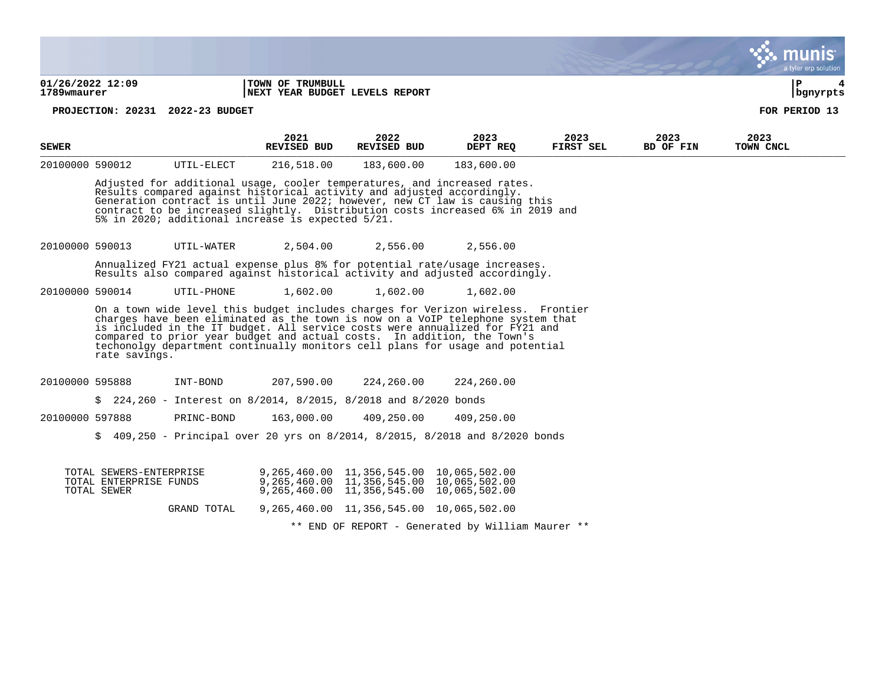01/26/2022 12:09
1789wmaurer

TOWN OF TRUMBULL
NEXT YEAR BUDGET LEVELS REPORT

**PROJECTION: 20231 2022-23 BUDGET** **FOR PERIOD 13**

| SEWER | | 2021 REVISED BUD | 2022 REVISED BUD | 2023 DEPT REQ | 2023 FIRST SEL | 2023 BD OF FIN | 2023 TOWN CNCL |
|---|---|---|---|---|---|---|---|
| 20100000 590012 | UTIL-ELECT | 216,518.00 | 183,600.00 | 183,600.00 | | | |

Adjusted for additional usage, cooler temperatures, and increased rates. Results compared against historical activity and adjusted accordingly. Generation contract is until June 2022; however, new CT law is causing this contract to be increased slightly. Distribution costs increased 6% in 2019 and 5% in 2020; additional increase is expected 5/21.

| SEWER | | 2021 REVISED BUD | 2022 REVISED BUD | 2023 DEPT REQ | 2023 FIRST SEL | 2023 BD OF FIN | 2023 TOWN CNCL |
|---|---|---|---|---|---|---|---|
| 20100000 590013 | UTIL-WATER | 2,504.00 | 2,556.00 | 2,556.00 | | | |

Annualized FY21 actual expense plus 8% for potential rate/usage increases. Results also compared against historical activity and adjusted accordingly.

| SEWER | | 2021 REVISED BUD | 2022 REVISED BUD | 2023 DEPT REQ | 2023 FIRST SEL | 2023 BD OF FIN | 2023 TOWN CNCL |
|---|---|---|---|---|---|---|---|
| 20100000 590014 | UTIL-PHONE | 1,602.00 | 1,602.00 | 1,602.00 | | | |

On a town wide level this budget includes charges for Verizon wireless. Frontier charges have been eliminated as the town is now on a VoIP telephone system that is included in the IT budget. All service costs were annualized for FY21 and compared to prior year budget and actual costs. In addition, the Town's techonolgy department continually monitors cell plans for usage and potential rate savings.

| SEWER | | 2021 REVISED BUD | 2022 REVISED BUD | 2023 DEPT REQ | 2023 FIRST SEL | 2023 BD OF FIN | 2023 TOWN CNCL |
|---|---|---|---|---|---|---|---|
| 20100000 595888 | INT-BOND | 207,590.00 | 224,260.00 | 224,260.00 | | | |

$ 224,260 - Interest on 8/2014, 8/2015, 8/2018 and 8/2020 bonds

| SEWER | | 2021 REVISED BUD | 2022 REVISED BUD | 2023 DEPT REQ | 2023 FIRST SEL | 2023 BD OF FIN | 2023 TOWN CNCL |
|---|---|---|---|---|---|---|---|
| 20100000 597888 | PRINC-BOND | 163,000.00 | 409,250.00 | 409,250.00 | | | |

$ 409,250 - Principal over 20 yrs on 8/2014, 8/2015, 8/2018 and 8/2020 bonds

| | 2021 REVISED BUD | 2022 REVISED BUD | 2023 DEPT REQ | 2023 FIRST SEL | 2023 BD OF FIN | 2023 TOWN CNCL |
|---|---|---|---|---|---|---|
| TOTAL SEWERS-ENTERPRISE | 9,265,460.00 | 11,356,545.00 | 10,065,502.00 | | | |
| TOTAL ENTERPRISE FUNDS | 9,265,460.00 | 11,356,545.00 | 10,065,502.00 | | | |
| TOTAL SEWER | 9,265,460.00 | 11,356,545.00 | 10,065,502.00 | | | |
| GRAND TOTAL | 9,265,460.00 | 11,356,545.00 | 10,065,502.00 | | | |

** END OF REPORT - Generated by William Maurer **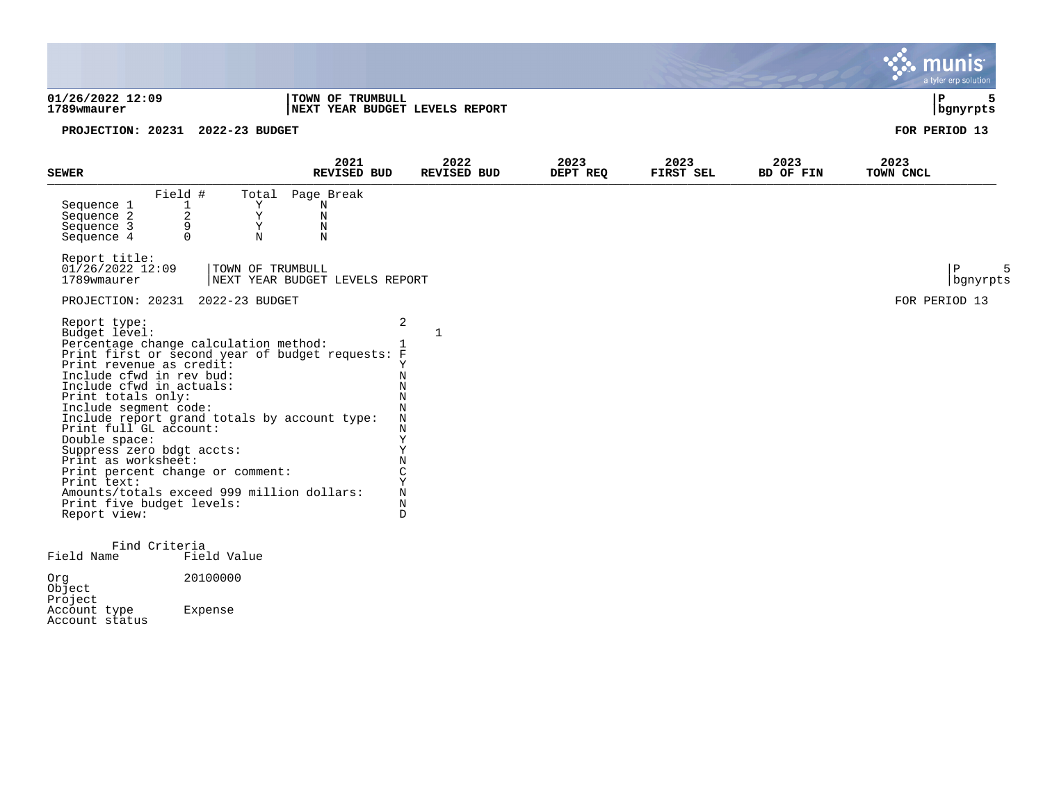**PROJECTION: 20231 2022-23 BUDGET** **FOR PERIOD 13**

| SEWER | 2021 REVISED BUD | 2022 REVISED BUD | 2023 DEPT REQ | 2023 FIRST SEL | 2023 BD OF FIN | 2023 TOWN CNCL |
|---|---|---|---|---|---|---|

| | Field # | Total | Page Break |
|---|---|---|---|
| Sequence 1 | 1 | Y | N |
| Sequence 2 | 2 | Y | N |
| Sequence 3 | 9 | Y | N |
| Sequence 4 | 0 | N | N |

Report title:
01/26/2022 12:09 |TOWN OF TRUMBULL |P 5
1789wmaurer |NEXT YEAR BUDGET LEVELS REPORT |bgnyrpts

PROJECTION: 20231 2022-23 BUDGET FOR PERIOD 13

| | |
|---|---|
| Report type: | 2 |
| Budget level: | 1 |
| Percentage change calculation method: | 1 |
| Print first or second year of budget requests: | F |
| Print revenue as credit: | Y |
| Include cfwd in rev bud: | N |
| Include cfwd in actuals: | N |
| Print totals only: | N |
| Include segment code: | N |
| Include report grand totals by account type: | N |
| Print full GL account: | N |
| Double space: | Y |
| Suppress zero bdgt accts: | Y |
| Print as worksheet: | N |
| Print percent change or comment: | C |
| Print text: | Y |
| Amounts/totals exceed 999 million dollars: | N |
| Print five budget levels: | N |
| Report view: | D |

Find Criteria

| Field Name | Field Value |
|---|---|
| Org | 20100000 |
| Object | |
| Project | |
| Account type | Expense |
| Account status | |